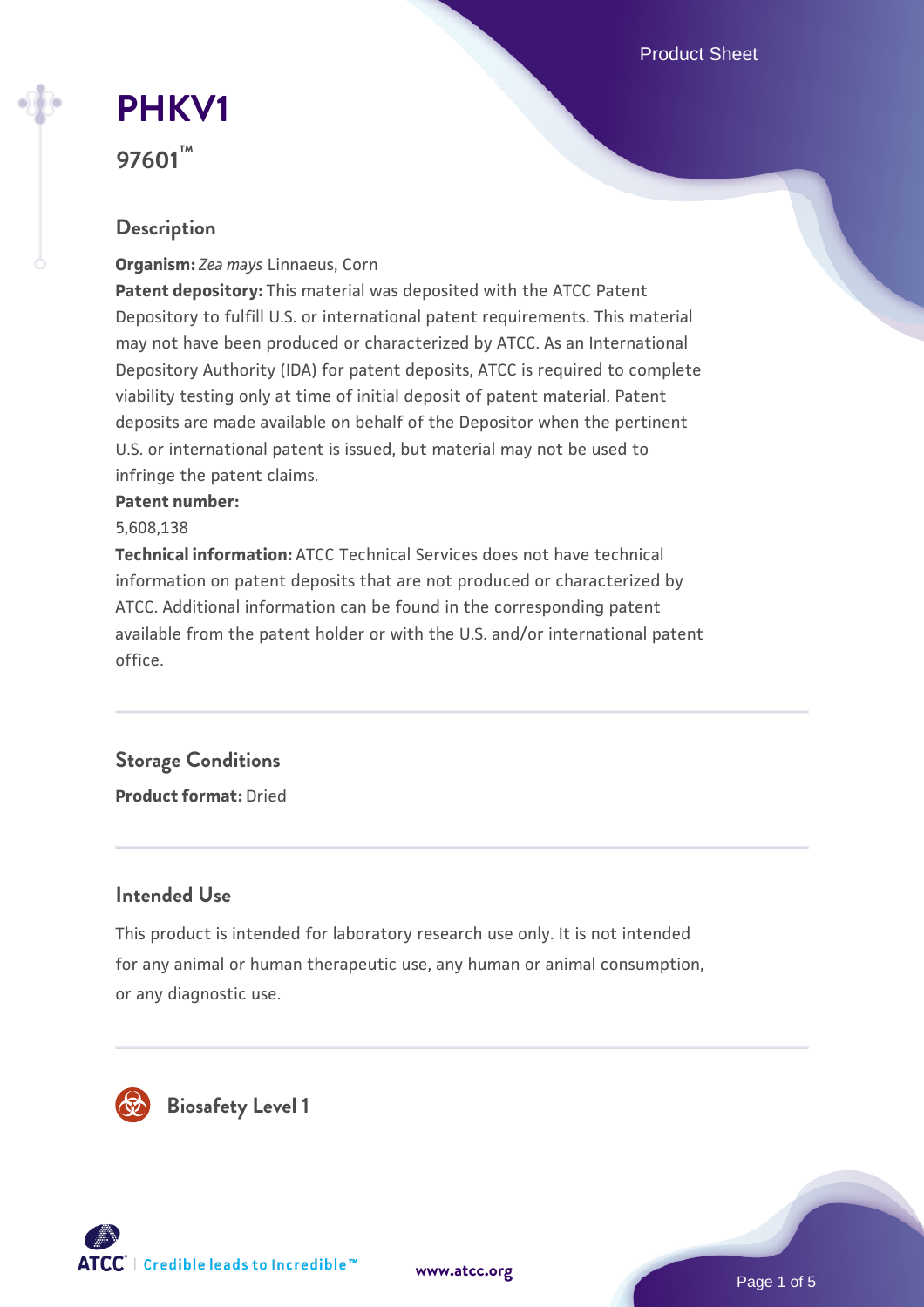# PHKV1

## 97601™

### Description

**Organism:** *Zea mays* Linnaeus, Corn

**Patent depository:** This material was deposited with the ATCC Patent Depository to fulfill U.S. or international patent requirements. This material may not have been produced or characterized by ATCC. As an International Depository Authority (IDA) for patent deposits, ATCC is required to complete viability testing only at time of initial deposit of patent material. Patent deposits are made available on behalf of the Depositor when the pertinent U.S. or international patent is issued, but material may not be used to infringe the patent claims.

**Patent number:**

5,608,138

**Technical information:** ATCC Technical Services does not have technical information on patent deposits that are not produced or characterized by ATCC. Additional information can be found in the corresponding patent available from the patent holder or with the U.S. and/or international patent office.

### Storage Conditions

**Product format:** Dried

### Intended Use

This product is intended for laboratory research use only. It is not intended for any animal or human therapeutic use, any human or animal consumption, or any diagnostic use.

### Biosafety Level 1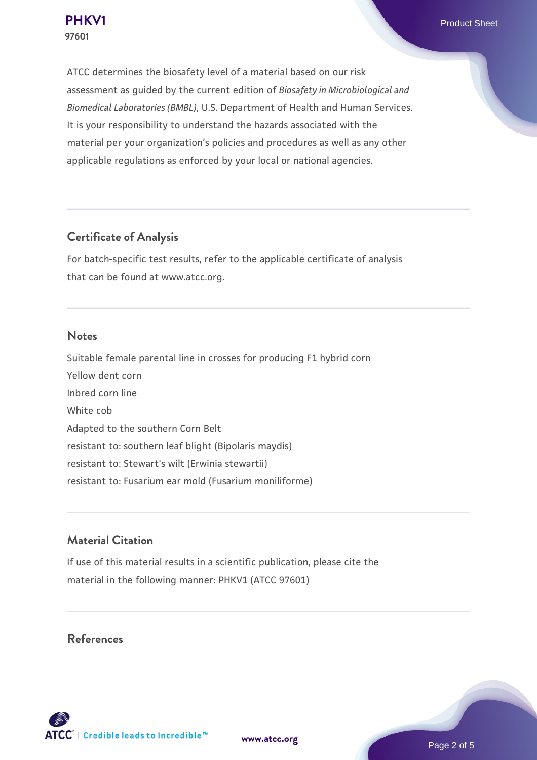ATCC determines the biosafety level of a material based on our risk assessment as guided by the current edition of *Biosafety in Microbiological and Biomedical Laboratories (BMBL)*, U.S. Department of Health and Human Services. It is your responsibility to understand the hazards associated with the material per your organization's policies and procedures as well as any other applicable regulations as enforced by your local or national agencies.

## Certificate of Analysis

For batch-specific test results, refer to the applicable certificate of analysis that can be found at www.atcc.org.

## Notes

Suitable female parental line in crosses for producing F1 hybrid corn
Yellow dent corn
Inbred corn line
White cob
Adapted to the southern Corn Belt
resistant to: southern leaf blight (Bipolaris maydis)
resistant to: Stewart's wilt (Erwinia stewartii)
resistant to: Fusarium ear mold (Fusarium moniliforme)

## Material Citation

If use of this material results in a scientific publication, please cite the material in the following manner: PHKV1 (ATCC 97601)

## References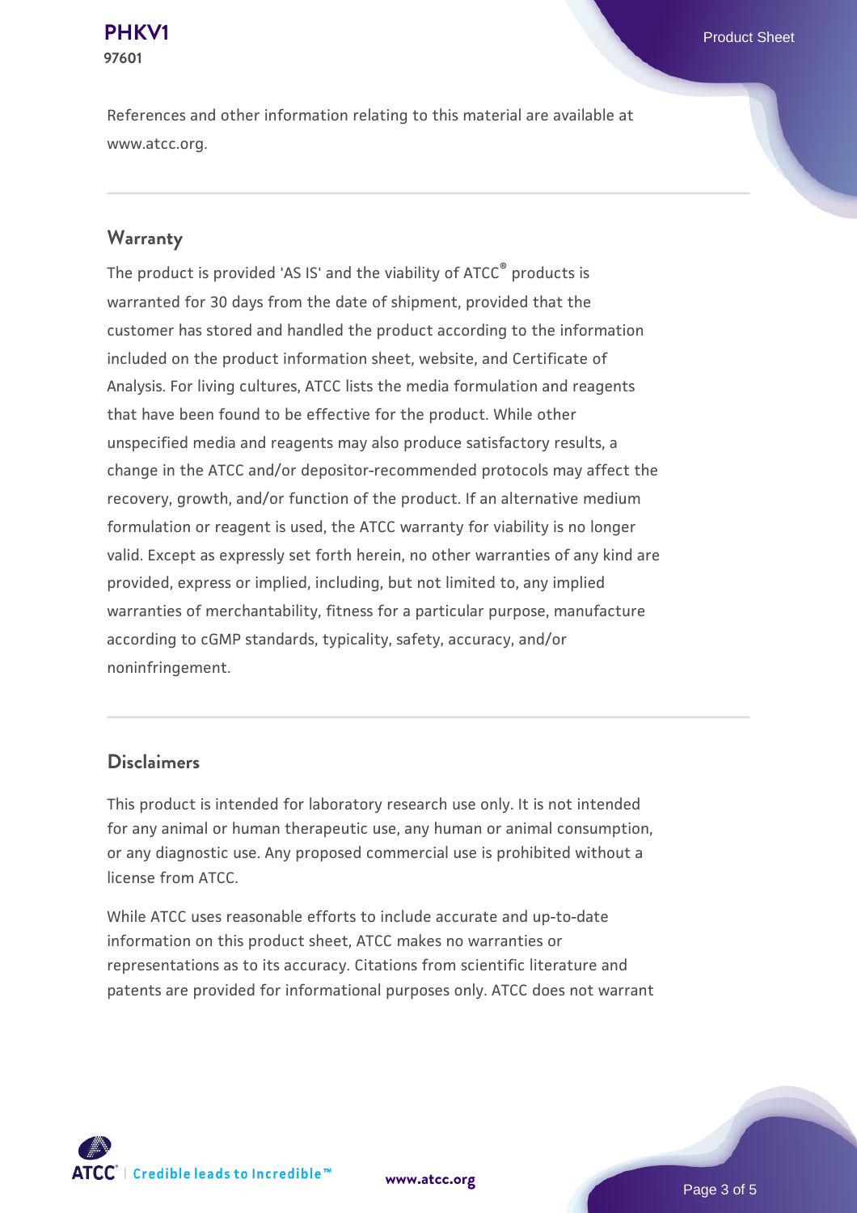References and other information relating to this material are available at www.atcc.org.

## Warranty

The product is provided 'AS IS' and the viability of ATCC® products is warranted for 30 days from the date of shipment, provided that the customer has stored and handled the product according to the information included on the product information sheet, website, and Certificate of Analysis. For living cultures, ATCC lists the media formulation and reagents that have been found to be effective for the product. While other unspecified media and reagents may also produce satisfactory results, a change in the ATCC and/or depositor-recommended protocols may affect the recovery, growth, and/or function of the product. If an alternative medium formulation or reagent is used, the ATCC warranty for viability is no longer valid. Except as expressly set forth herein, no other warranties of any kind are provided, express or implied, including, but not limited to, any implied warranties of merchantability, fitness for a particular purpose, manufacture according to cGMP standards, typicality, safety, accuracy, and/or noninfringement.

## Disclaimers

This product is intended for laboratory research use only. It is not intended for any animal or human therapeutic use, any human or animal consumption, or any diagnostic use. Any proposed commercial use is prohibited without a license from ATCC.

While ATCC uses reasonable efforts to include accurate and up-to-date information on this product sheet, ATCC makes no warranties or representations as to its accuracy. Citations from scientific literature and patents are provided for informational purposes only. ATCC does not warrant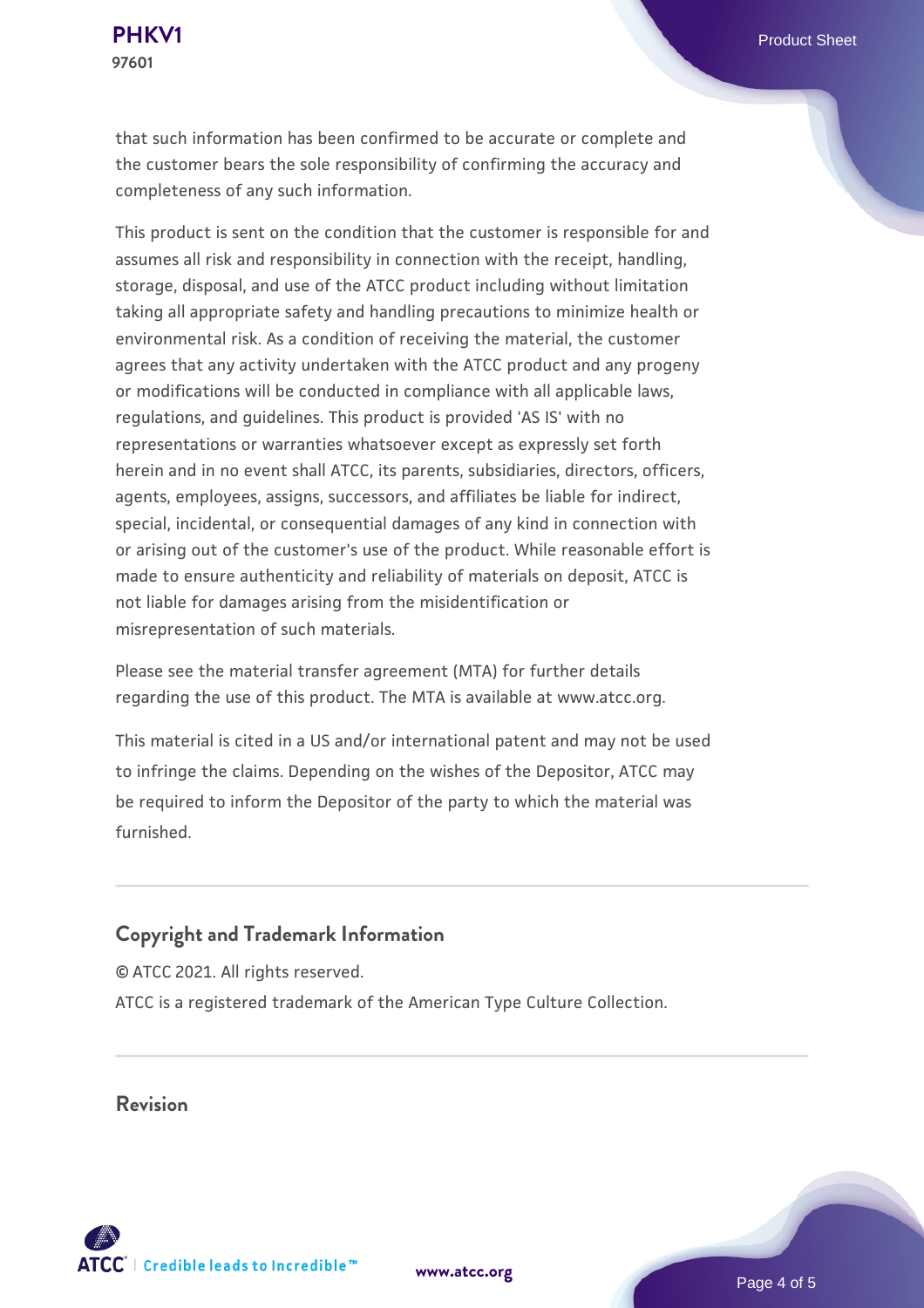that such information has been confirmed to be accurate or complete and the customer bears the sole responsibility of confirming the accuracy and completeness of any such information.

This product is sent on the condition that the customer is responsible for and assumes all risk and responsibility in connection with the receipt, handling, storage, disposal, and use of the ATCC product including without limitation taking all appropriate safety and handling precautions to minimize health or environmental risk. As a condition of receiving the material, the customer agrees that any activity undertaken with the ATCC product and any progeny or modifications will be conducted in compliance with all applicable laws, regulations, and guidelines. This product is provided 'AS IS' with no representations or warranties whatsoever except as expressly set forth herein and in no event shall ATCC, its parents, subsidiaries, directors, officers, agents, employees, assigns, successors, and affiliates be liable for indirect, special, incidental, or consequential damages of any kind in connection with or arising out of the customer's use of the product. While reasonable effort is made to ensure authenticity and reliability of materials on deposit, ATCC is not liable for damages arising from the misidentification or misrepresentation of such materials.

Please see the material transfer agreement (MTA) for further details regarding the use of this product. The MTA is available at www.atcc.org.

This material is cited in a US and/or international patent and may not be used to infringe the claims. Depending on the wishes of the Depositor, ATCC may be required to inform the Depositor of the party to which the material was furnished.

## Copyright and Trademark Information

© ATCC 2021. All rights reserved.

ATCC is a registered trademark of the American Type Culture Collection.

## Revision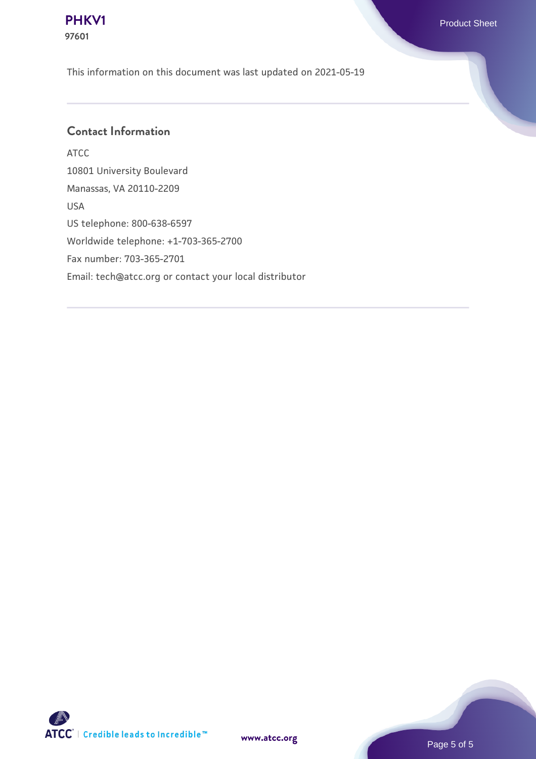This information on this document was last updated on 2021-05-19

## Contact Information

ATCC
10801 University Boulevard
Manassas, VA 20110-2209
USA
US telephone: 800-638-6597
Worldwide telephone: +1-703-365-2700
Fax number: 703-365-2701
Email: tech@atcc.org or contact your local distributor